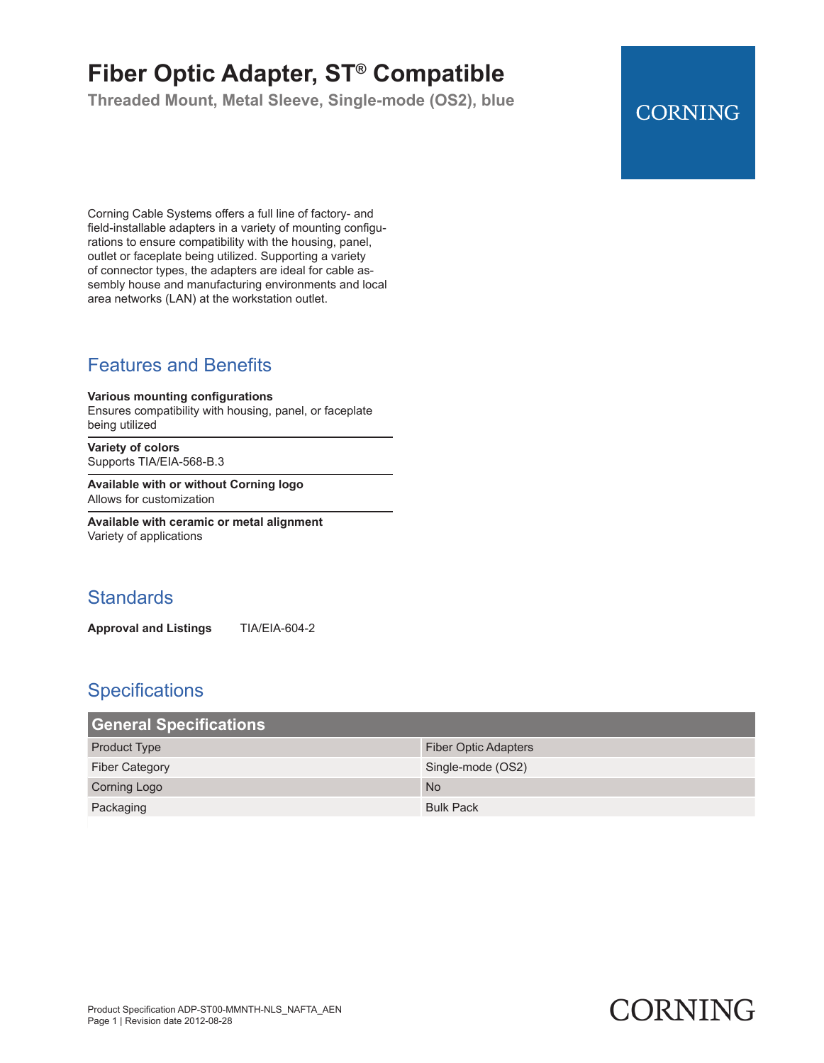# Fiber Optic Adapter, ST® Compatible

**Threaded Mount, Metal Sleeve, Single-mode (OS2), blue**

CORNING

Corning Cable Systems offers a full line of factory- and field-installable adapters in a variety of mounting configurations to ensure compatibility with the housing, panel, outlet or faceplate being utilized. Supporting a variety of connector types, the adapters are ideal for cable assembly house and manufacturing environments and local area networks (LAN) at the workstation outlet.

## Features and Benefits

**Various mounting configurations**
Ensures compatibility with housing, panel, or faceplate being utilized

**Variety of colors**
Supports TIA/EIA-568-B.3

**Available with or without Corning logo**
Allows for customization

**Available with ceramic or metal alignment**
Variety of applications

## Standards

**Approval and Listings** TIA/EIA-604-2

## Specifications

| General Specifications | |
|---|---|
| Product Type | Fiber Optic Adapters |
| Fiber Category | Single-mode (OS2) |
| Corning Logo | No |
| Packaging | Bulk Pack |

Product Specification ADP-ST00-MMNTH-NLS_NAFTA_AEN
Revision date 2012-08-28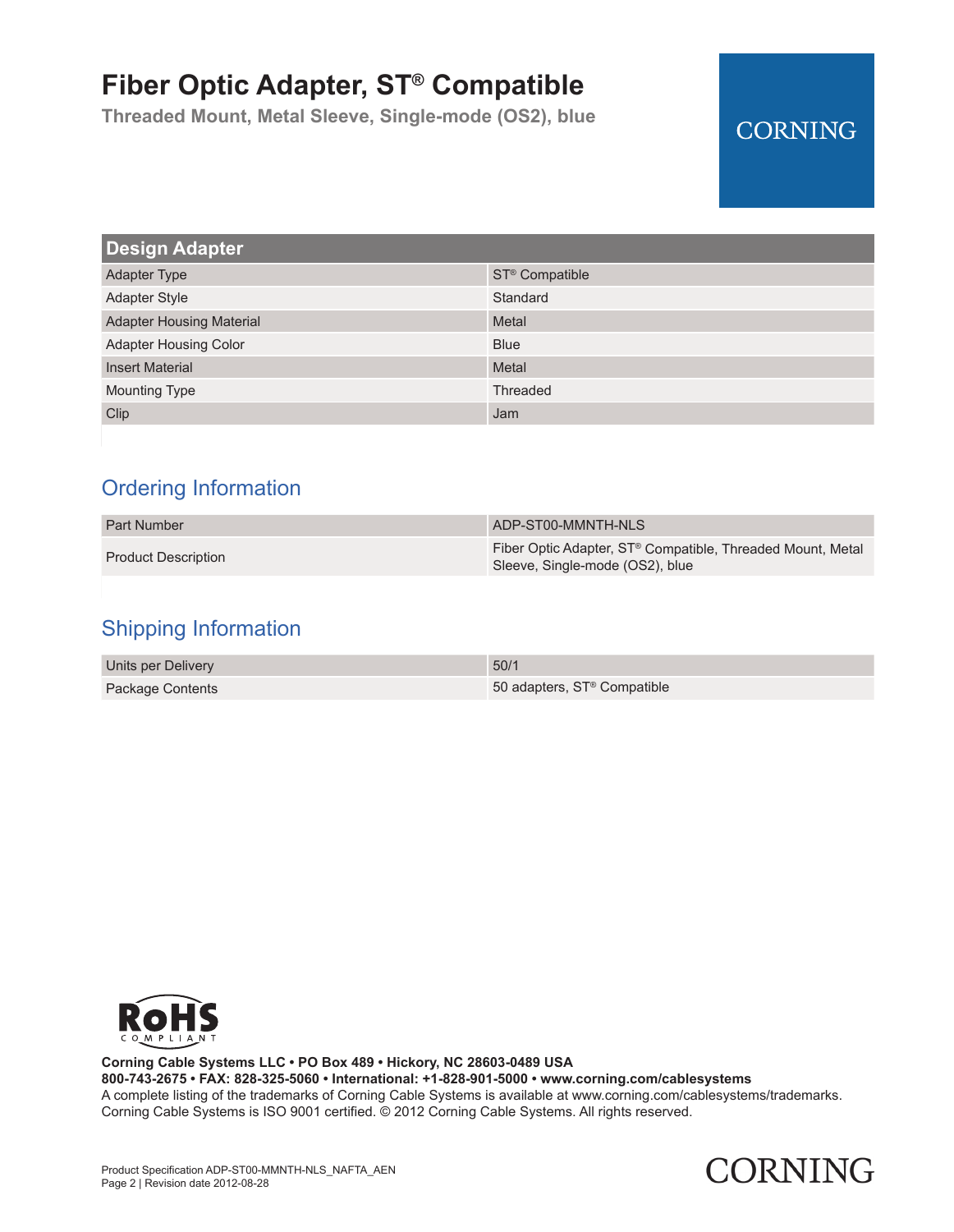# Fiber Optic Adapter, ST® Compatible

**Threaded Mount, Metal Sleeve, Single-mode (OS2), blue**

CORNING

| Design Adapter | |
|---|---|
| Adapter Type | ST® Compatible |
| Adapter Style | Standard |
| Adapter Housing Material | Metal |
| Adapter Housing Color | Blue |
| Insert Material | Metal |
| Mounting Type | Threaded |
| Clip | Jam |

## Ordering Information

| | |
|---|---|
| Part Number | ADP-ST00-MMNTH-NLS |
| Product Description | Fiber Optic Adapter, ST® Compatible, Threaded Mount, Metal Sleeve, Single-mode (OS2), blue |

## Shipping Information

| | |
|---|---|
| Units per Delivery | 50/1 |
| Package Contents | 50 adapters, ST® Compatible |

RoHS COMPLIANT

**Corning Cable Systems LLC • PO Box 489 • Hickory, NC 28603-0489 USA**
**800-743-2675 • FAX: 828-325-5060 • International: +1-828-901-5000 • www.corning.com/cablesystems**
A complete listing of the trademarks of Corning Cable Systems is available at www.corning.com/cablesystems/trademarks.
Corning Cable Systems is ISO 9001 certified. © 2012 Corning Cable Systems. All rights reserved.

Product Specification ADP-ST00-MMNTH-NLS_NAFTA_AEN
Page 2 | Revision date 2012-08-28

CORNING